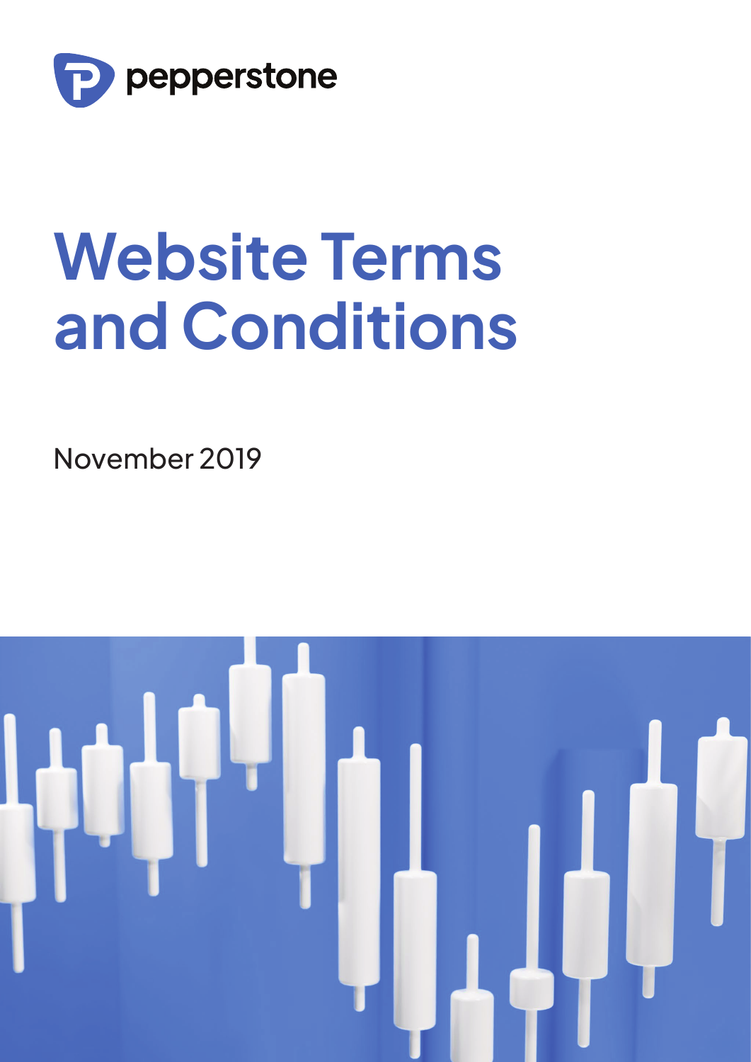pepperstone

# Website Terms and Conditions

November 2019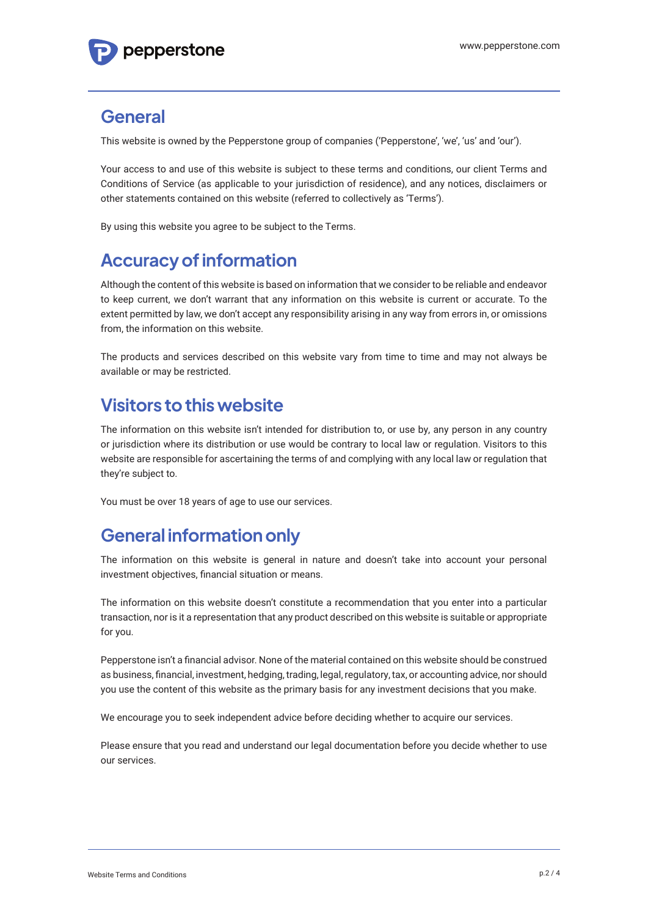## General

This website is owned by the Pepperstone group of companies ('Pepperstone', 'we', 'us' and 'our').

Your access to and use of this website is subject to these terms and conditions, our client Terms and Conditions of Service (as applicable to your jurisdiction of residence), and any notices, disclaimers or other statements contained on this website (referred to collectively as 'Terms').

By using this website you agree to be subject to the Terms.

## Accuracy of information

Although the content of this website is based on information that we consider to be reliable and endeavor to keep current, we don't warrant that any information on this website is current or accurate. To the extent permitted by law, we don't accept any responsibility arising in any way from errors in, or omissions from, the information on this website.

The products and services described on this website vary from time to time and may not always be available or may be restricted.

## Visitors to this website

The information on this website isn't intended for distribution to, or use by, any person in any country or jurisdiction where its distribution or use would be contrary to local law or regulation. Visitors to this website are responsible for ascertaining the terms of and complying with any local law or regulation that they're subject to.

You must be over 18 years of age to use our services.

## General information only

The information on this website is general in nature and doesn't take into account your personal investment objectives, financial situation or means.

The information on this website doesn't constitute a recommendation that you enter into a particular transaction, nor is it a representation that any product described on this website is suitable or appropriate for you.

Pepperstone isn't a financial advisor. None of the material contained on this website should be construed as business, financial, investment, hedging, trading, legal, regulatory, tax, or accounting advice, nor should you use the content of this website as the primary basis for any investment decisions that you make.

We encourage you to seek independent advice before deciding whether to acquire our services.

Please ensure that you read and understand our legal documentation before you decide whether to use our services.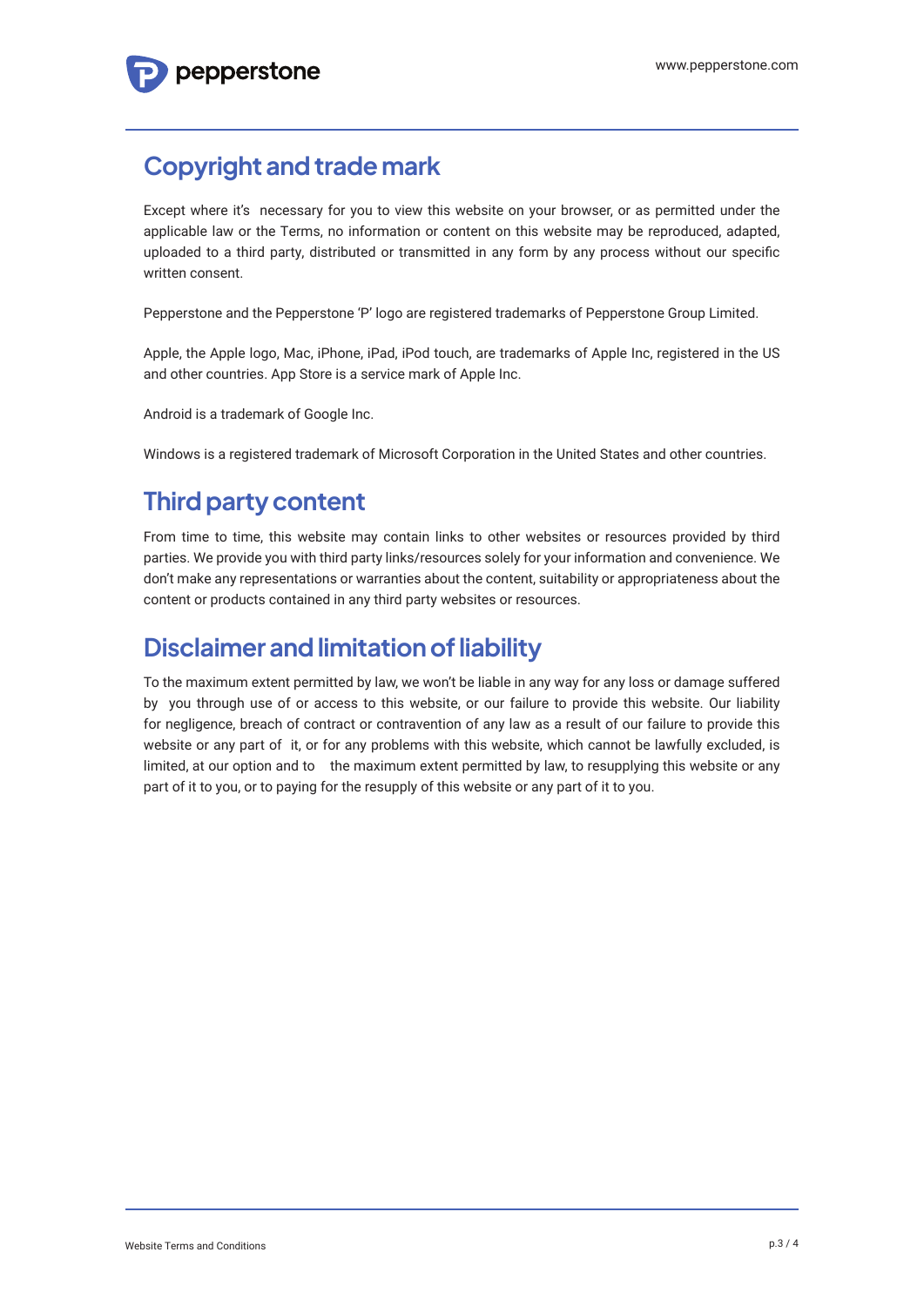## Copyright and trade mark

Except where it's necessary for you to view this website on your browser, or as permitted under the applicable law or the Terms, no information or content on this website may be reproduced, adapted, uploaded to a third party, distributed or transmitted in any form by any process without our specific written consent.

Pepperstone and the Pepperstone 'P' logo are registered trademarks of Pepperstone Group Limited.

Apple, the Apple logo, Mac, iPhone, iPad, iPod touch, are trademarks of Apple Inc, registered in the US and other countries. App Store is a service mark of Apple Inc.

Android is a trademark of Google Inc.

Windows is a registered trademark of Microsoft Corporation in the United States and other countries.

## Third party content

From time to time, this website may contain links to other websites or resources provided by third parties. We provide you with third party links/resources solely for your information and convenience. We don't make any representations or warranties about the content, suitability or appropriateness about the content or products contained in any third party websites or resources.

## Disclaimer and limitation of liability

To the maximum extent permitted by law, we won't be liable in any way for any loss or damage suffered by you through use of or access to this website, or our failure to provide this website. Our liability for negligence, breach of contract or contravention of any law as a result of our failure to provide this website or any part of it, or for any problems with this website, which cannot be lawfully excluded, is limited, at our option and to the maximum extent permitted by law, to resupplying this website or any part of it to you, or to paying for the resupply of this website or any part of it to you.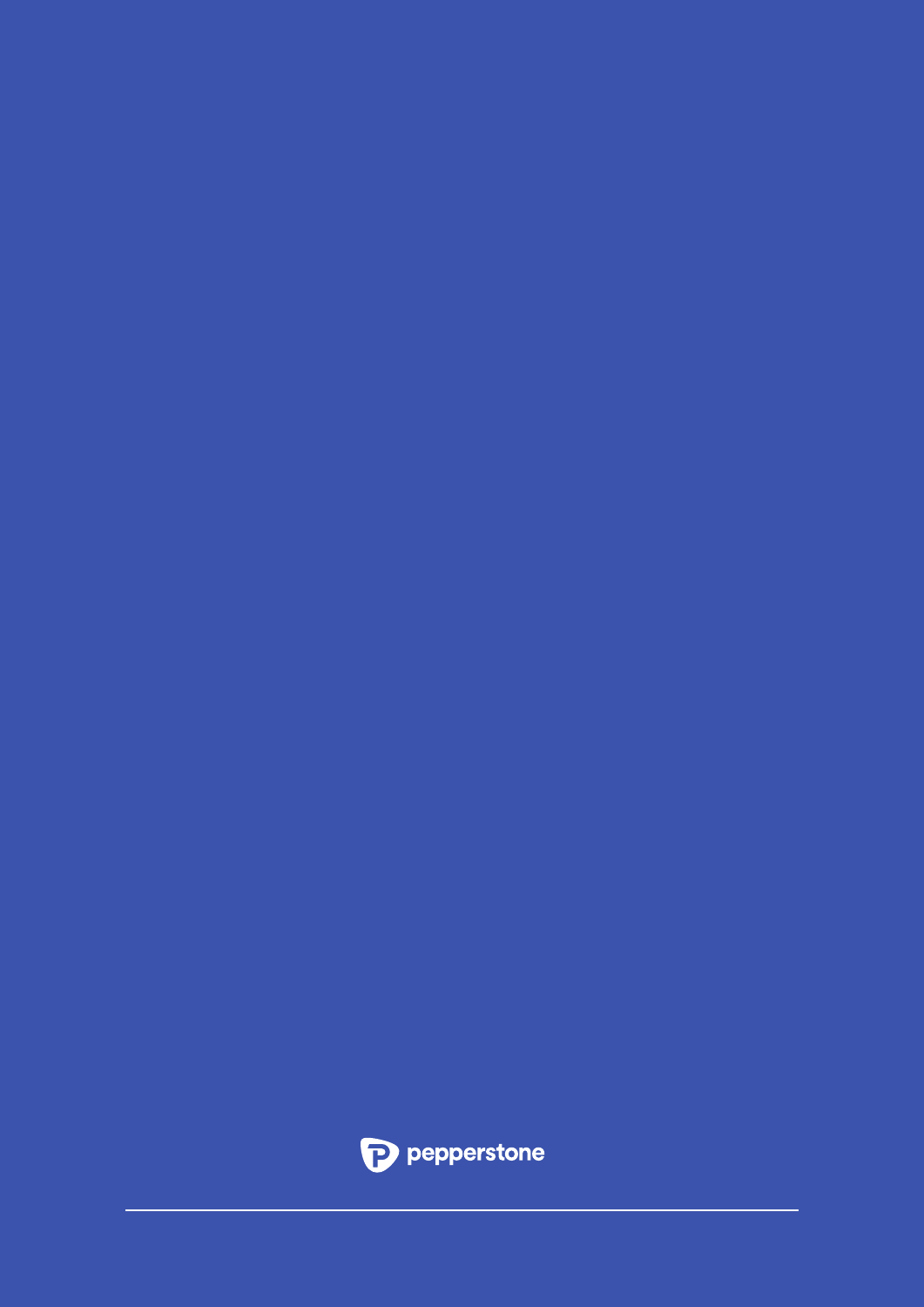pepperstone